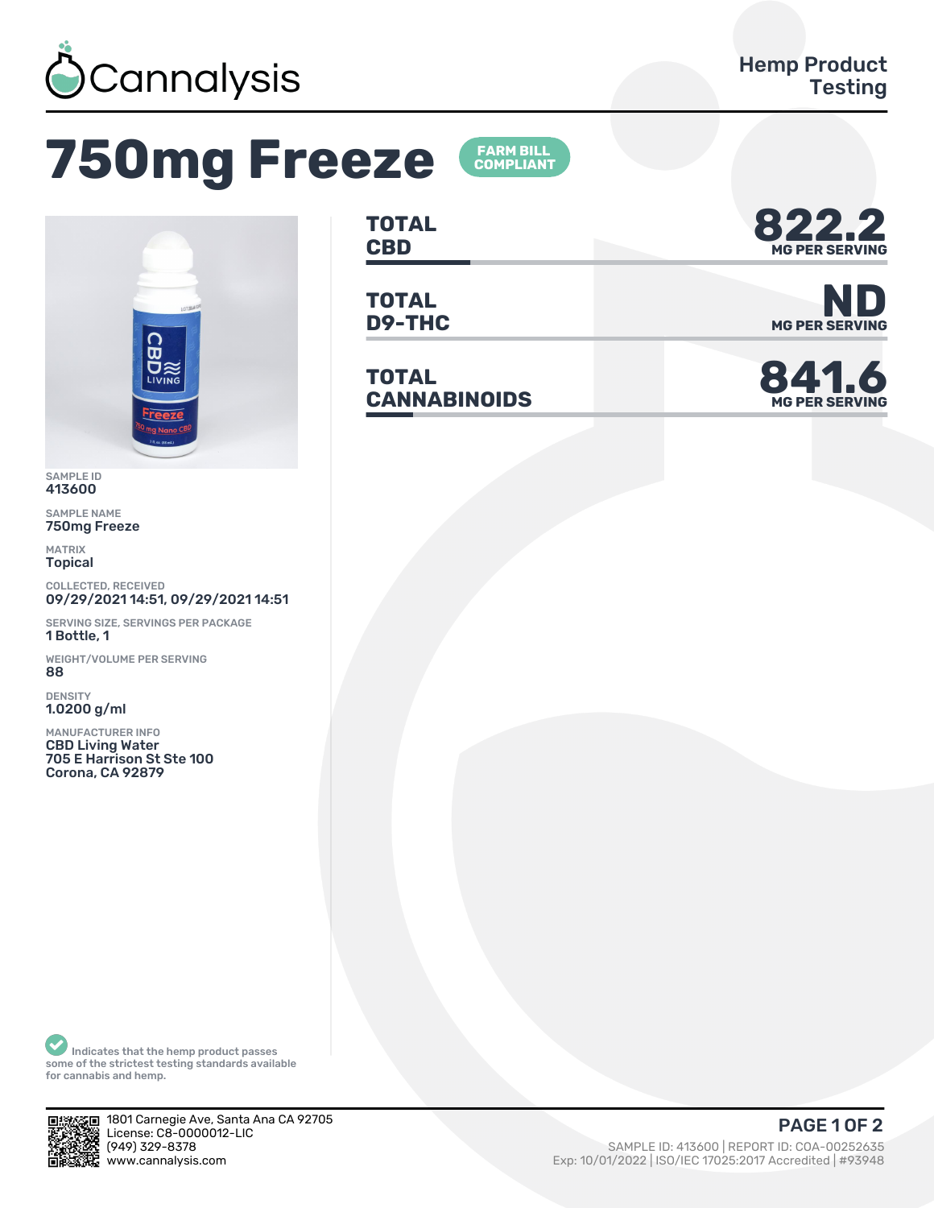Cannalysis

Hemp Product Testing

# 750mg Freeze

**FARM BILL COMPLIANT**

| | |
|---|---|
| **TOTAL CBD** | **822.2** MG PER SERVING |
| **TOTAL D9-THC** | **ND** MG PER SERVING |
| **TOTAL CANNABINOIDS** | **841.6** MG PER SERVING |

SAMPLE ID
413600

SAMPLE NAME
750mg Freeze

MATRIX
Topical

COLLECTED, RECEIVED
09/29/2021 14:51, 09/29/2021 14:51

SERVING SIZE, SERVINGS PER PACKAGE
1 Bottle, 1

WEIGHT/VOLUME PER SERVING
88

DENSITY
1.0200 g/ml

MANUFACTURER INFO
CBD Living Water
705 E Harrison St Ste 100
Corona, CA 92879

Indicates that the hemp product passes some of the strictest testing standards available for cannabis and hemp.

1801 Carnegie Ave, Santa Ana CA 92705
License: C8-0000012-LIC
(949) 329-8378
www.cannalysis.com

SAMPLE ID: 413600 | REPORT ID: COA-00252635
Exp: 10/01/2022 | ISO/IEC 17025:2017 Accredited | #93948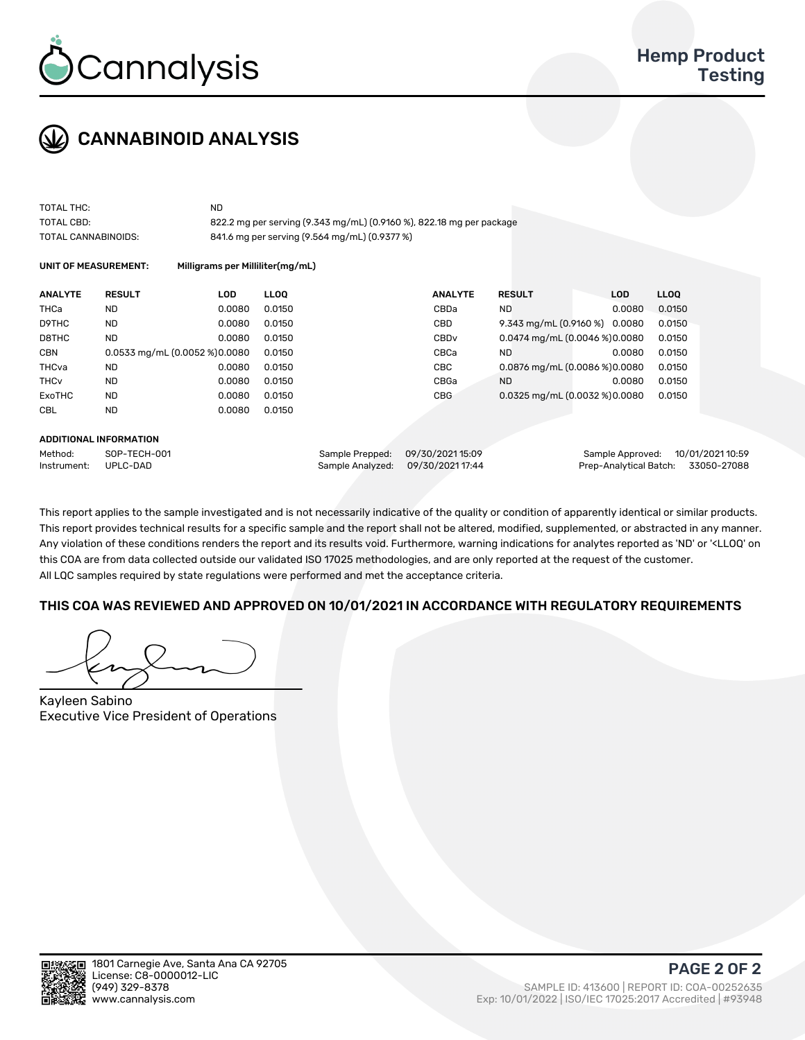Cannalysis

Hemp Product Testing

## CANNABINOID ANALYSIS

| | |
|---|---|
| TOTAL THC: | ND |
| TOTAL CBD: | 822.2 mg per serving (9.343 mg/mL) (0.9160 %), 822.18 mg per package |
| TOTAL CANNABINOIDS: | 841.6 mg per serving (9.564 mg/mL) (0.9377 %) |

**UNIT OF MEASUREMENT:** Milligrams per Milliliter(mg/mL)

| ANALYTE | RESULT | LOD | LLOQ | ANALYTE | RESULT | LOD | LLOQ |
|---|---|---|---|---|---|---|---|
| THCa | ND | 0.0080 | 0.0150 | CBDa | ND | 0.0080 | 0.0150 |
| D9THC | ND | 0.0080 | 0.0150 | CBD | 9.343 mg/mL (0.9160 %) | 0.0080 | 0.0150 |
| D8THC | ND | 0.0080 | 0.0150 | CBDv | 0.0474 mg/mL (0.0046 %) | 0.0080 | 0.0150 |
| CBN | 0.0533 mg/mL (0.0052 %) | 0.0080 | 0.0150 | CBCa | ND | 0.0080 | 0.0150 |
| THCva | ND | 0.0080 | 0.0150 | CBC | 0.0876 mg/mL (0.0086 %) | 0.0080 | 0.0150 |
| THCv | ND | 0.0080 | 0.0150 | CBGa | ND | 0.0080 | 0.0150 |
| ExoTHC | ND | 0.0080 | 0.0150 | CBG | 0.0325 mg/mL (0.0032 %) | 0.0080 | 0.0150 |
| CBL | ND | 0.0080 | 0.0150 | | | | |

**ADDITIONAL INFORMATION**

| | | | | | |
|---|---|---|---|---|---|
| Method: | SOP-TECH-001 | Sample Prepped: | 09/30/2021 15:09 | Sample Approved: | 10/01/2021 10:59 |
| Instrument: | UPLC-DAD | Sample Analyzed: | 09/30/2021 17:44 | Prep-Analytical Batch: | 33050-27088 |

This report applies to the sample investigated and is not necessarily indicative of the quality or condition of apparently identical or similar products. This report provides technical results for a specific sample and the report shall not be altered, modified, supplemented, or abstracted in any manner. Any violation of these conditions renders the report and its results void. Furthermore, warning indications for analytes reported as 'ND' or '<LLOQ' on this COA are from data collected outside our validated ISO 17025 methodologies, and are only reported at the request of the customer. All LQC samples required by state regulations were performed and met the acceptance criteria.

### THIS COA WAS REVIEWED AND APPROVED ON 10/01/2021 IN ACCORDANCE WITH REGULATORY REQUIREMENTS

Kayleen Sabino
Executive Vice President of Operations

1801 Carnegie Ave, Santa Ana CA 92705
License: C8-0000012-LIC
(949) 329-8378
www.cannalysis.com

SAMPLE ID: 413600 | REPORT ID: COA-00252635
Exp: 10/01/2022 | ISO/IEC 17025:2017 Accredited | #93948